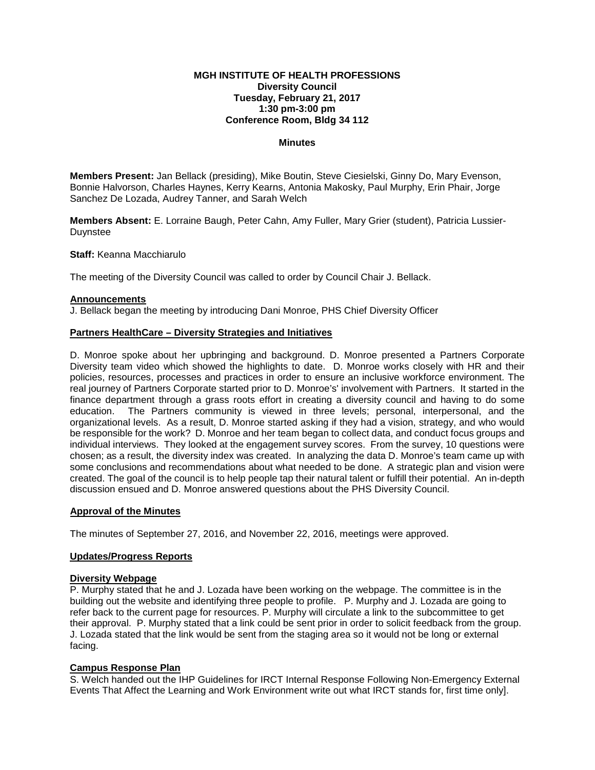**MGH INSTITUTE OF HEALTH PROFESSIONS**
**Diversity Council**
**Tuesday, February 21, 2017**
**1:30 pm-3:00 pm**
**Conference Room, Bldg 34 112**

**Minutes**

**Members Present:** Jan Bellack (presiding), Mike Boutin, Steve Ciesielski, Ginny Do, Mary Evenson, Bonnie Halvorson, Charles Haynes, Kerry Kearns, Antonia Makosky, Paul Murphy, Erin Phair, Jorge Sanchez De Lozada, Audrey Tanner, and Sarah Welch

**Members Absent:** E. Lorraine Baugh, Peter Cahn, Amy Fuller, Mary Grier (student), Patricia Lussier-Duynstee

**Staff:** Keanna Macchiarulo

The meeting of the Diversity Council was called to order by Council Chair J. Bellack.

**Announcements**

J. Bellack began the meeting by introducing Dani Monroe, PHS Chief Diversity Officer

**Partners HealthCare – Diversity Strategies and Initiatives**

D. Monroe spoke about her upbringing and background. D. Monroe presented a Partners Corporate Diversity team video which showed the highlights to date. D. Monroe works closely with HR and their policies, resources, processes and practices in order to ensure an inclusive workforce environment. The real journey of Partners Corporate started prior to D. Monroe's' involvement with Partners. It started in the finance department through a grass roots effort in creating a diversity council and having to do some education. The Partners community is viewed in three levels; personal, interpersonal, and the organizational levels. As a result, D. Monroe started asking if they had a vision, strategy, and who would be responsible for the work? D. Monroe and her team began to collect data, and conduct focus groups and individual interviews. They looked at the engagement survey scores. From the survey, 10 questions were chosen; as a result, the diversity index was created. In analyzing the data D. Monroe's team came up with some conclusions and recommendations about what needed to be done. A strategic plan and vision were created. The goal of the council is to help people tap their natural talent or fulfill their potential. An in-depth discussion ensued and D. Monroe answered questions about the PHS Diversity Council.

**Approval of the Minutes**

The minutes of September 27, 2016, and November 22, 2016, meetings were approved.

**Updates/Progress Reports**

**Diversity Webpage**

P. Murphy stated that he and J. Lozada have been working on the webpage. The committee is in the building out the website and identifying three people to profile. P. Murphy and J. Lozada are going to refer back to the current page for resources. P. Murphy will circulate a link to the subcommittee to get their approval. P. Murphy stated that a link could be sent prior in order to solicit feedback from the group. J. Lozada stated that the link would be sent from the staging area so it would not be long or external facing.

**Campus Response Plan**

S. Welch handed out the IHP Guidelines for IRCT Internal Response Following Non-Emergency External Events That Affect the Learning and Work Environment write out what IRCT stands for, first time only].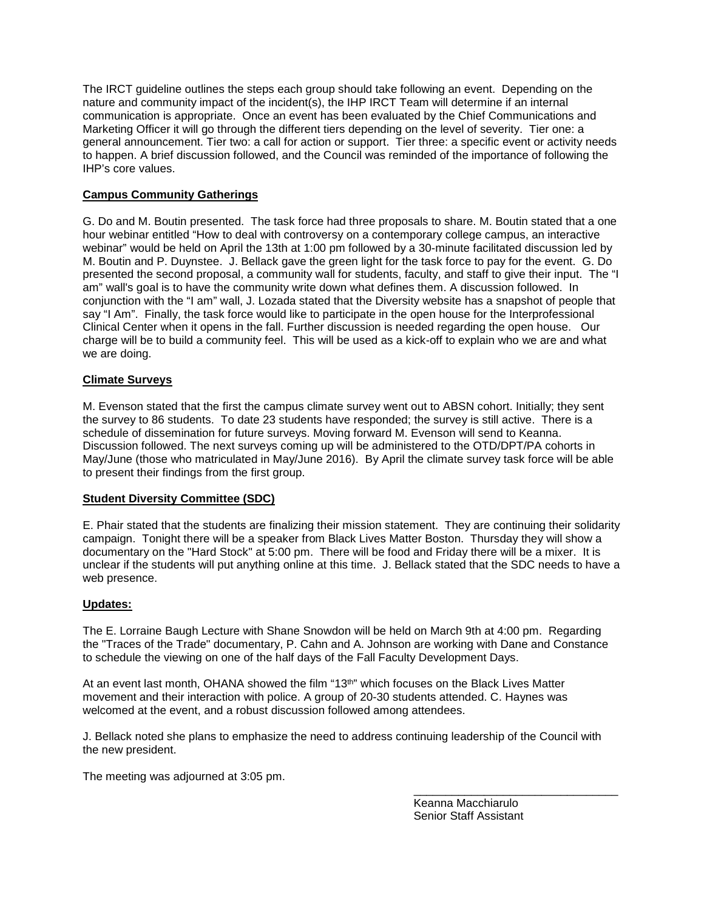The IRCT guideline outlines the steps each group should take following an event. Depending on the nature and community impact of the incident(s), the IHP IRCT Team will determine if an internal communication is appropriate. Once an event has been evaluated by the Chief Communications and Marketing Officer it will go through the different tiers depending on the level of severity. Tier one: a general announcement. Tier two: a call for action or support. Tier three: a specific event or activity needs to happen. A brief discussion followed, and the Council was reminded of the importance of following the IHP's core values.

**Campus Community Gatherings**

G. Do and M. Boutin presented. The task force had three proposals to share. M. Boutin stated that a one hour webinar entitled "How to deal with controversy on a contemporary college campus, an interactive webinar" would be held on April the 13th at 1:00 pm followed by a 30-minute facilitated discussion led by M. Boutin and P. Duynstee. J. Bellack gave the green light for the task force to pay for the event. G. Do presented the second proposal, a community wall for students, faculty, and staff to give their input. The "I am" wall's goal is to have the community write down what defines them. A discussion followed. In conjunction with the "I am" wall, J. Lozada stated that the Diversity website has a snapshot of people that say "I Am". Finally, the task force would like to participate in the open house for the Interprofessional Clinical Center when it opens in the fall. Further discussion is needed regarding the open house. Our charge will be to build a community feel. This will be used as a kick-off to explain who we are and what we are doing.

**Climate Surveys**

M. Evenson stated that the first the campus climate survey went out to ABSN cohort. Initially; they sent the survey to 86 students. To date 23 students have responded; the survey is still active. There is a schedule of dissemination for future surveys. Moving forward M. Evenson will send to Keanna. Discussion followed. The next surveys coming up will be administered to the OTD/DPT/PA cohorts in May/June (those who matriculated in May/June 2016). By April the climate survey task force will be able to present their findings from the first group.

**Student Diversity Committee (SDC)**

E. Phair stated that the students are finalizing their mission statement. They are continuing their solidarity campaign. Tonight there will be a speaker from Black Lives Matter Boston. Thursday they will show a documentary on the "Hard Stock" at 5:00 pm. There will be food and Friday there will be a mixer. It is unclear if the students will put anything online at this time. J. Bellack stated that the SDC needs to have a web presence.

**Updates:**

The E. Lorraine Baugh Lecture with Shane Snowdon will be held on March 9th at 4:00 pm. Regarding the "Traces of the Trade" documentary, P. Cahn and A. Johnson are working with Dane and Constance to schedule the viewing on one of the half days of the Fall Faculty Development Days.

At an event last month, OHANA showed the film "13th" which focuses on the Black Lives Matter movement and their interaction with police. A group of 20-30 students attended. C. Haynes was welcomed at the event, and a robust discussion followed among attendees.

J. Bellack noted she plans to emphasize the need to address continuing leadership of the Council with the new president.

The meeting was adjourned at 3:05 pm.

\_\_\_\_\_\_\_\_\_\_\_\_\_\_\_\_\_\_\_\_\_\_\_\_\_\_\_\_\_\_\_\_

Keanna Macchiarulo
Senior Staff Assistant